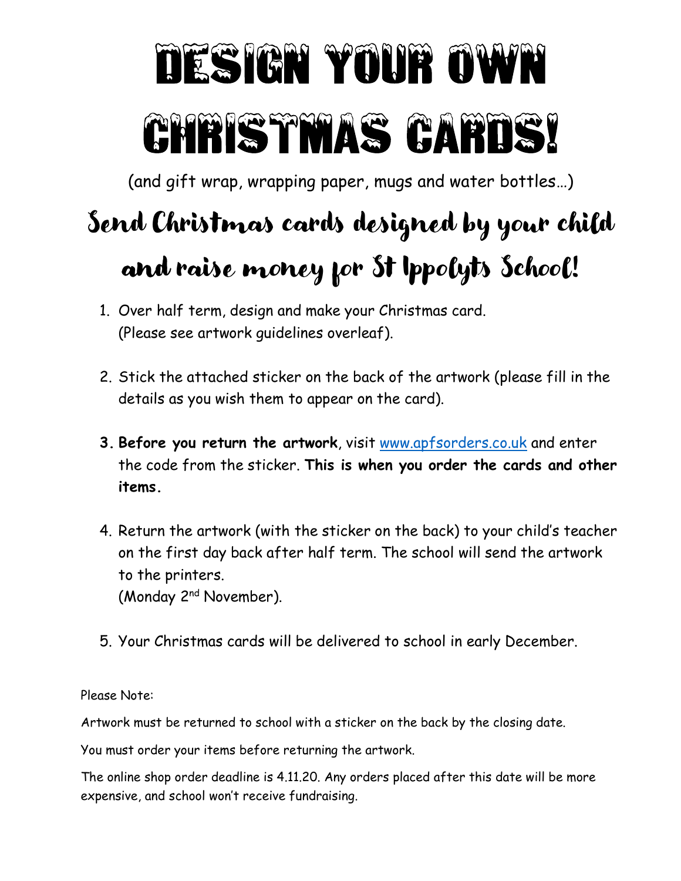# DESIGN YOUR OWN CHRISTMAS CARDS!

(and gift wrap, wrapping paper, mugs and water bottles…)

## Send Christmas cards designed by your child and raise money for St Ippolyts School!

1. Over half term, design and make your Christmas card. (Please see artwork guidelines overleaf).

2. Stick the attached sticker on the back of the artwork (please fill in the details as you wish them to appear on the card).

3. **Before you return the artwork**, visit www.apfsorders.co.uk and enter the code from the sticker. **This is when you order the cards and other items.**

4. Return the artwork (with the sticker on the back) to your child's teacher on the first day back after half term. The school will send the artwork to the printers. (Monday 2nd November).

5. Your Christmas cards will be delivered to school in early December.

Please Note:

Artwork must be returned to school with a sticker on the back by the closing date.

You must order your items before returning the artwork.

The online shop order deadline is 4.11.20. Any orders placed after this date will be more expensive, and school won't receive fundraising.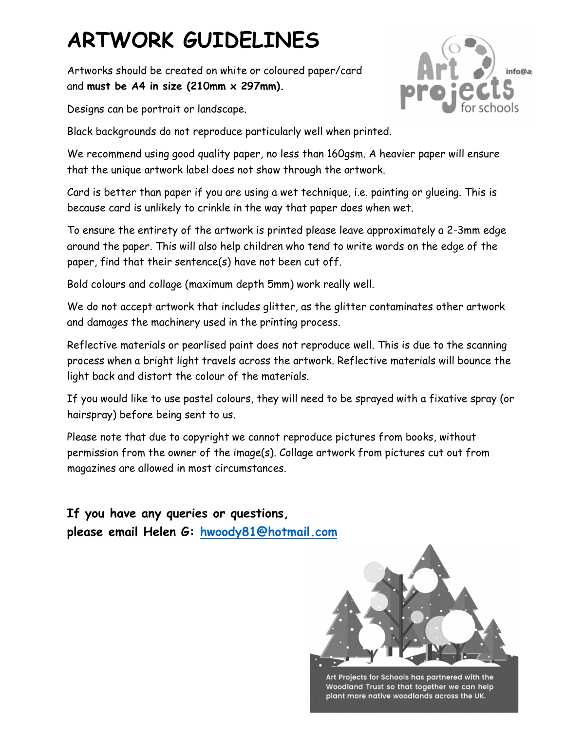# ARTWORK GUIDELINES

Artworks should be created on white or coloured paper/card and **must be A4 in size (210mm x 297mm).**

Designs can be portrait or landscape.

Black backgrounds do not reproduce particularly well when printed.

We recommend using good quality paper, no less than 160gsm. A heavier paper will ensure that the unique artwork label does not show through the artwork.

Card is better than paper if you are using a wet technique, i.e. painting or glueing. This is because card is unlikely to crinkle in the way that paper does when wet.

To ensure the entirety of the artwork is printed please leave approximately a 2-3mm edge around the paper. This will also help children who tend to write words on the edge of the paper, find that their sentence(s) have not been cut off.

Bold colours and collage (maximum depth 5mm) work really well.

We do not accept artwork that includes glitter, as the glitter contaminates other artwork and damages the machinery used in the printing process.

Reflective materials or pearlised paint does not reproduce well. This is due to the scanning process when a bright light travels across the artwork. Reflective materials will bounce the light back and distort the colour of the materials.

If you would like to use pastel colours, they will need to be sprayed with a fixative spray (or hairspray) before being sent to us.

Please note that due to copyright we cannot reproduce pictures from books, without permission from the owner of the image(s). Collage artwork from pictures cut out from magazines are allowed in most circumstances.

**If you have any queries or questions, please email Helen G: hwoody81@hotmail.com**

Art Projects for Schools has partnered with the Woodland Trust so that together we can help plant more native woodlands across the UK.